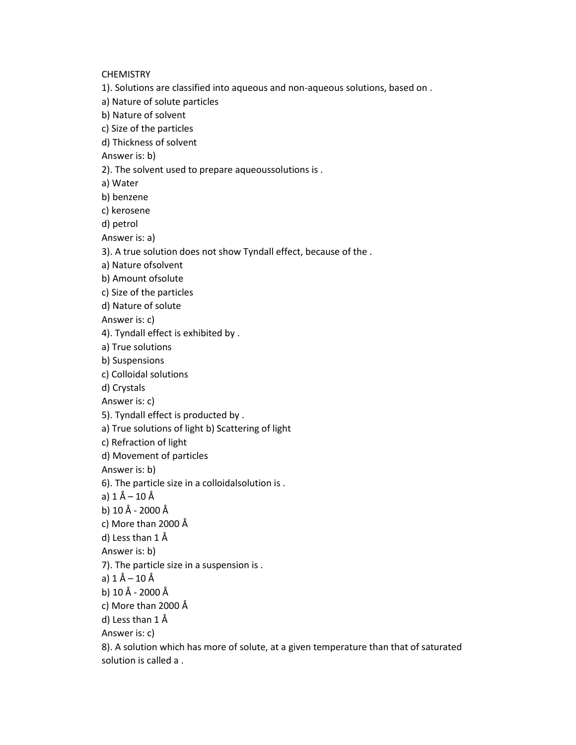CHEMISTRY

1). Solutions are classified into aqueous and non-aqueous solutions, based on .

a) Nature of solute particles

b) Nature of solvent

c) Size of the particles

d) Thickness of solvent

Answer is: b)

2). The solvent used to prepare aqueoussolutions is .

a) Water

b) benzene

c) kerosene

d) petrol

Answer is: a)

3). A true solution does not show Tyndall effect, because of the .

a) Nature ofsolvent

b) Amount ofsolute

c) Size of the particles

d) Nature of solute

Answer is: c)

4). Tyndall effect is exhibited by .

a) True solutions

b) Suspensions

c) Colloidal solutions

d) Crystals

Answer is: c)

5). Tyndall effect is producted by .

a) True solutions of light b) Scattering of light

c) Refraction of light

d) Movement of particles

Answer is: b)

6). The particle size in a colloidalsolution is .

a) 1 Å – 10 Å

b) 10 Å - 2000 Å

c) More than 2000 Å

d) Less than 1 Å

Answer is: b)

7). The particle size in a suspension is .

a) 1 Å – 10 Å

b) 10 Å - 2000 Å

c) More than 2000 Å

d) Less than 1 Å

Answer is: c)

8). A solution which has more of solute, at a given temperature than that of saturated solution is called a .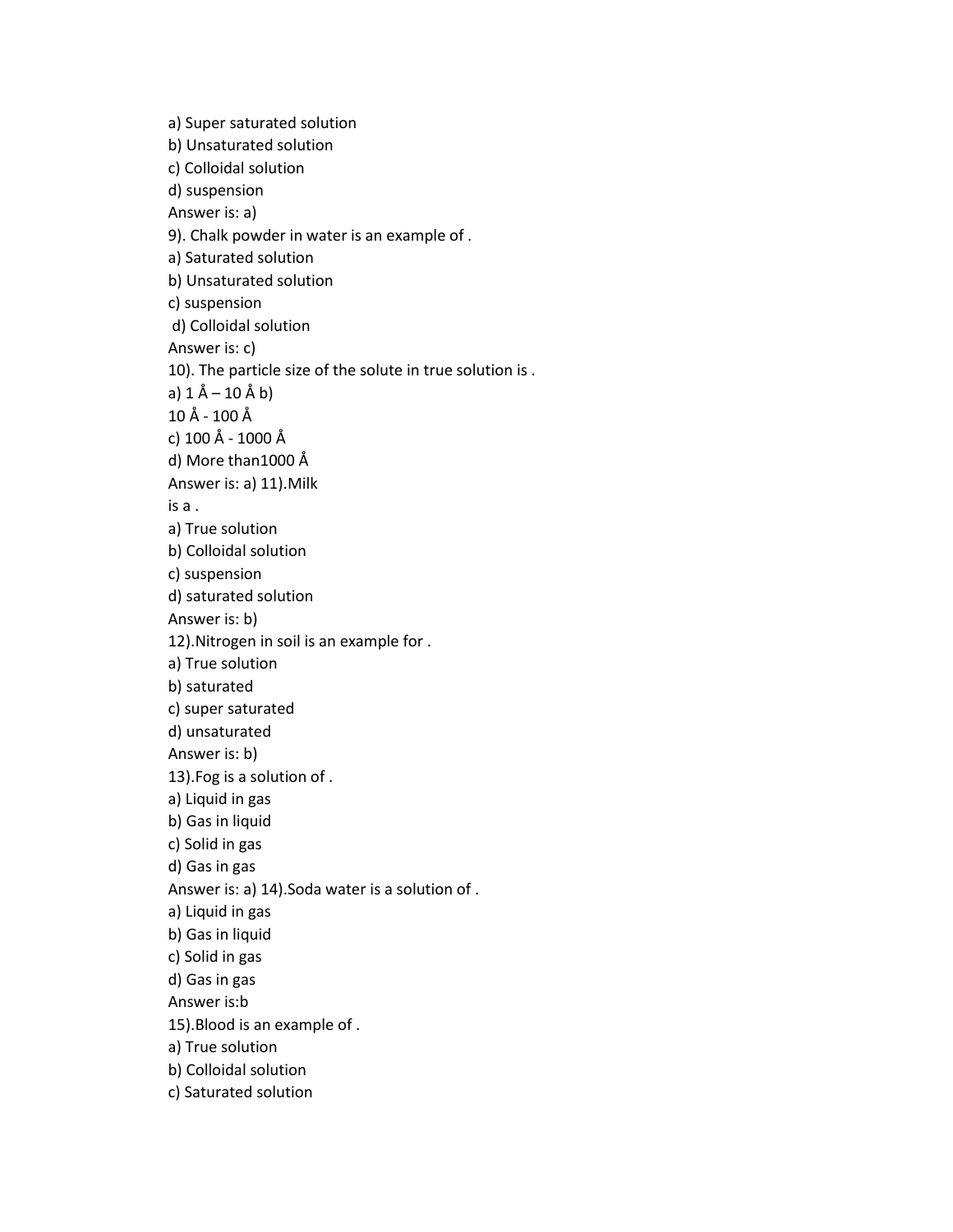a) Super saturated solution

b) Unsaturated solution

c) Colloidal solution

d) suspension

Answer is: a)

9). Chalk powder in water is an example of .

a) Saturated solution

b) Unsaturated solution

c) suspension

d) Colloidal solution

Answer is: c)

10). The particle size of the solute in true solution is .

a) 1 Å – 10 Å b)

10 Å - 100 Å

c) 100 Å - 1000 Å

d) More than1000 Å

Answer is: a) 11).Milk

is a .

a) True solution

b) Colloidal solution

c) suspension

d) saturated solution

Answer is: b)

12).Nitrogen in soil is an example for .

a) True solution

b) saturated

c) super saturated

d) unsaturated

Answer is: b)

13).Fog is a solution of .

a) Liquid in gas

b) Gas in liquid

c) Solid in gas

d) Gas in gas

Answer is: a) 14).Soda water is a solution of .

a) Liquid in gas

b) Gas in liquid

c) Solid in gas

d) Gas in gas

Answer is:b

15).Blood is an example of .

a) True solution

b) Colloidal solution

c) Saturated solution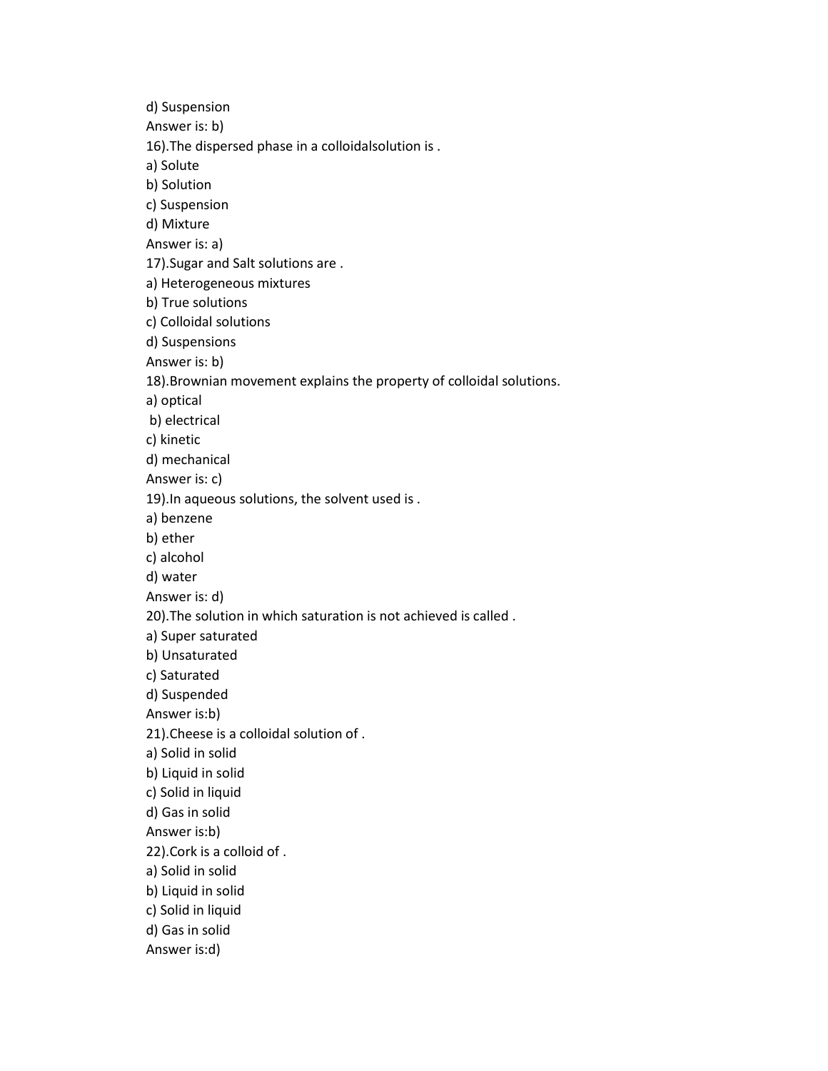d) Suspension

Answer is: b)

16).The dispersed phase in a colloidalsolution is .

a) Solute

b) Solution

c) Suspension

d) Mixture

Answer is: a)

17).Sugar and Salt solutions are .

a) Heterogeneous mixtures

b) True solutions

c) Colloidal solutions

d) Suspensions

Answer is: b)

18).Brownian movement explains the property of colloidal solutions.

a) optical

b) electrical

c) kinetic

d) mechanical

Answer is: c)

19).In aqueous solutions, the solvent used is .

a) benzene

b) ether

c) alcohol

d) water

Answer is: d)

20).The solution in which saturation is not achieved is called .

a) Super saturated

b) Unsaturated

c) Saturated

d) Suspended

Answer is:b)

21).Cheese is a colloidal solution of .

a) Solid in solid

b) Liquid in solid

c) Solid in liquid

d) Gas in solid

Answer is:b)

22).Cork is a colloid of .

a) Solid in solid

b) Liquid in solid

c) Solid in liquid

d) Gas in solid

Answer is:d)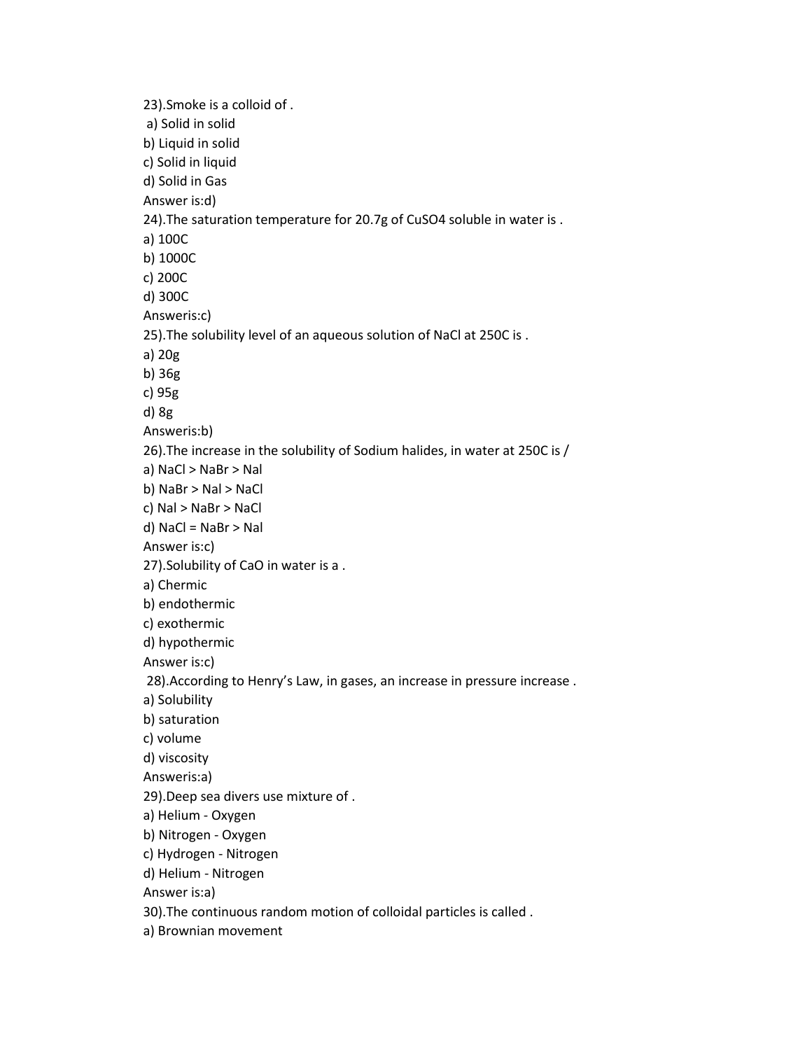23).Smoke is a colloid of .

a) Solid in solid

b) Liquid in solid

c) Solid in liquid

d) Solid in Gas

Answer is:d)

24).The saturation temperature for 20.7g of $CuSO_4$ soluble in water is .

a) 100C

b) 1000C

c) 200C

d) 300C

Answeris:c)

25).The solubility level of an aqueous solution of NaCl at 250C is .

a) 20g

b) 36g

c) 95g

d) 8g

Answeris:b)

26).The increase in the solubility of Sodium halides, in water at 250C is /

a) NaCl > NaBr > NaI

b) NaBr > NaI > NaCl

c) NaI > NaBr > NaCl

d) NaCl = NaBr > NaI

Answer is:c)

27).Solubility of CaO in water is a .

a) Chermic

b) endothermic

c) exothermic

d) hypothermic

Answer is:c)

28).According to Henry's Law, in gases, an increase in pressure increase .

a) Solubility

b) saturation

c) volume

d) viscosity

Answeris:a)

29).Deep sea divers use mixture of .

a) Helium - Oxygen

b) Nitrogen - Oxygen

c) Hydrogen - Nitrogen

d) Helium - Nitrogen

Answer is:a)

30).The continuous random motion of colloidal particles is called .

a) Brownian movement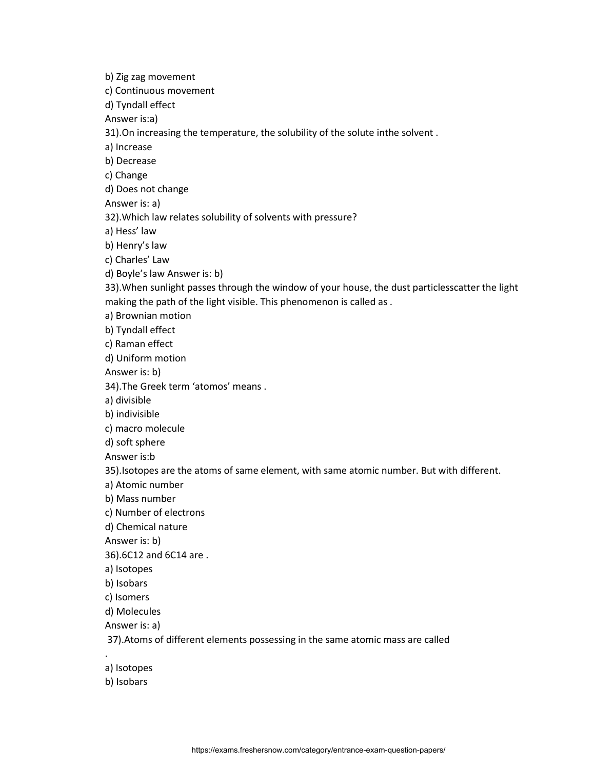b) Zig zag movement

c) Continuous movement

d) Tyndall effect

Answer is:a)

31).On increasing the temperature, the solubility of the solute inthe solvent .

a) Increase

b) Decrease

c) Change

d) Does not change

Answer is: a)

32).Which law relates solubility of solvents with pressure?

a) Hess' law

b) Henry's law

c) Charles' Law

d) Boyle's law Answer is: b)

33).When sunlight passes through the window of your house, the dust particlesscatter the light making the path of the light visible. This phenomenon is called as .

a) Brownian motion

b) Tyndall effect

c) Raman effect

d) Uniform motion

Answer is: b)

34).The Greek term 'atomos' means .

a) divisible

b) indivisible

c) macro molecule

d) soft sphere

Answer is:b

35).Isotopes are the atoms of same element, with same atomic number. But with different.

a) Atomic number

b) Mass number

c) Number of electrons

d) Chemical nature

Answer is: b)

36).6C12 and 6C14 are .

a) Isotopes

b) Isobars

c) Isomers

d) Molecules

Answer is: a)

37).Atoms of different elements possessing in the same atomic mass are called

.

a) Isotopes

b) Isobars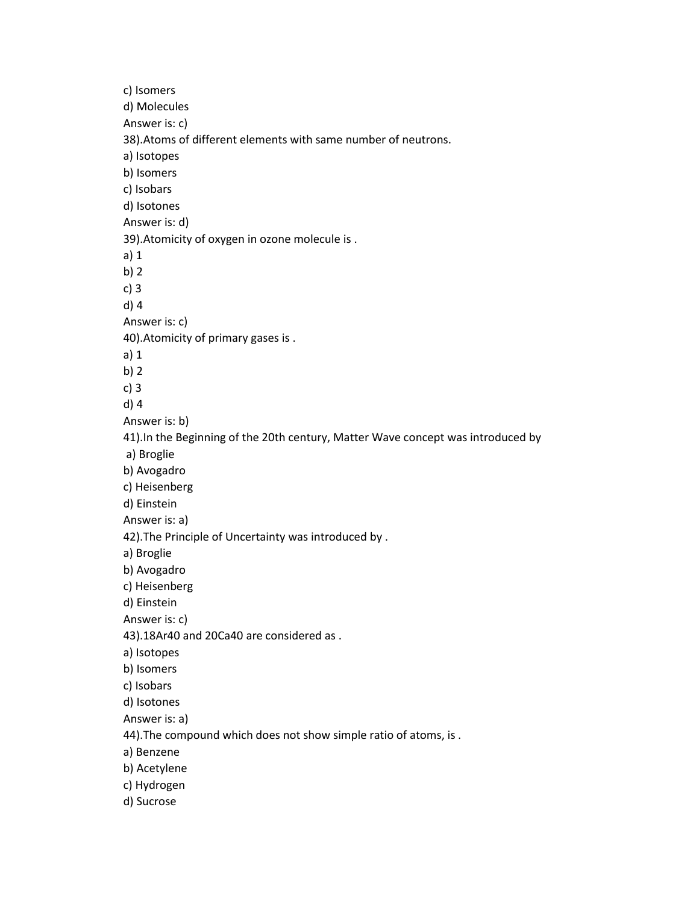c) Isomers

d) Molecules

Answer is: c)

38).Atoms of different elements with same number of neutrons.

a) Isotopes

b) Isomers

c) Isobars

d) Isotones

Answer is: d)

39).Atomicity of oxygen in ozone molecule is .

a) 1

b) 2

c) 3

d) 4

Answer is: c)

40).Atomicity of primary gases is .

a) 1

b) 2

c) 3

d) 4

Answer is: b)

41).In the Beginning of the 20th century, Matter Wave concept was introduced by

a) Broglie

b) Avogadro

c) Heisenberg

d) Einstein

Answer is: a)

42).The Principle of Uncertainty was introduced by .

a) Broglie

b) Avogadro

c) Heisenberg

d) Einstein

Answer is: c)

43).18Ar40 and 20Ca40 are considered as .

a) Isotopes

b) Isomers

c) Isobars

d) Isotones

Answer is: a)

44).The compound which does not show simple ratio of atoms, is .

a) Benzene

b) Acetylene

c) Hydrogen

d) Sucrose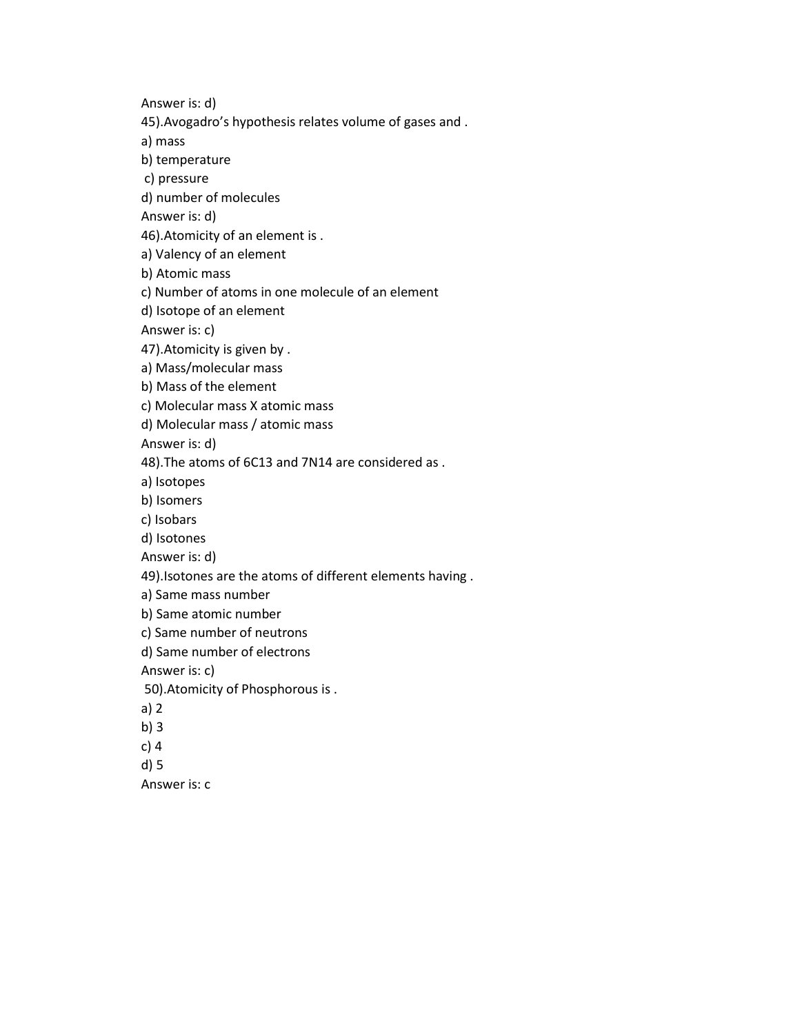Answer is: d)

45).Avogadro's hypothesis relates volume of gases and .

a) mass

b) temperature

c) pressure

d) number of molecules

Answer is: d)

46).Atomicity of an element is .

a) Valency of an element

b) Atomic mass

c) Number of atoms in one molecule of an element

d) Isotope of an element

Answer is: c)

47).Atomicity is given by .

a) Mass/molecular mass

b) Mass of the element

c) Molecular mass X atomic mass

d) Molecular mass / atomic mass

Answer is: d)

48).The atoms of 6C13 and 7N14 are considered as .

a) Isotopes

b) Isomers

c) Isobars

d) Isotones

Answer is: d)

49).Isotones are the atoms of different elements having .

a) Same mass number

b) Same atomic number

c) Same number of neutrons

d) Same number of electrons

Answer is: c)

50).Atomicity of Phosphorous is .

a) 2

b) 3

c) 4

d) 5

Answer is: c